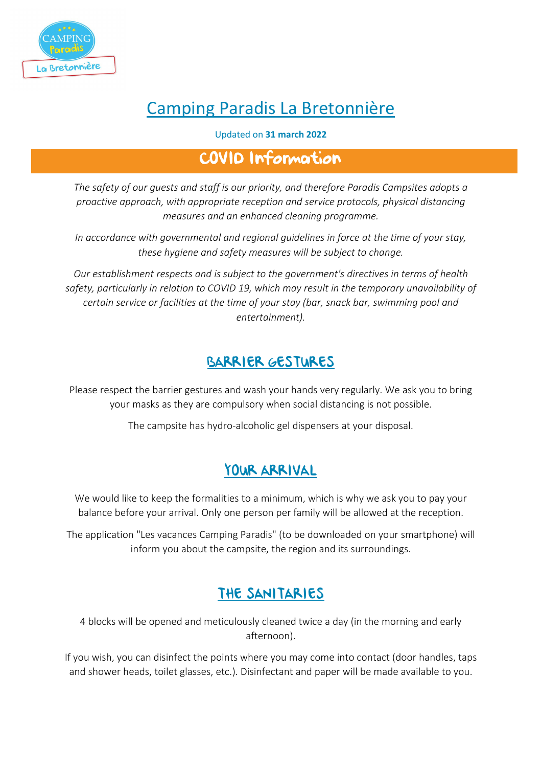# Camping Paradis La Bretonnière

Updated on **31 march 2022**

## COVID Information

*The safety of our guests and staff is our priority, and therefore Paradis Campsites adopts a proactive approach, with appropriate reception and service protocols, physical distancing measures and an enhanced cleaning programme.*

*In accordance with governmental and regional guidelines in force at the time of your stay, these hygiene and safety measures will be subject to change.*

*Our establishment respects and is subject to the government's directives in terms of health safety, particularly in relation to COVID 19, which may result in the temporary unavailability of certain service or facilities at the time of your stay (bar, snack bar, swimming pool and entertainment).*

### BARRIER GESTURES

Please respect the barrier gestures and wash your hands very regularly. We ask you to bring your masks as they are compulsory when social distancing is not possible.

The campsite has hydro-alcoholic gel dispensers at your disposal.

### YOUR ARRIVAL

We would like to keep the formalities to a minimum, which is why we ask you to pay your balance before your arrival. Only one person per family will be allowed at the reception.

The application "Les vacances Camping Paradis" (to be downloaded on your smartphone) will inform you about the campsite, the region and its surroundings.

### THE SANITARIES

4 blocks will be opened and meticulously cleaned twice a day (in the morning and early afternoon).

If you wish, you can disinfect the points where you may come into contact (door handles, taps and shower heads, toilet glasses, etc.). Disinfectant and paper will be made available to you.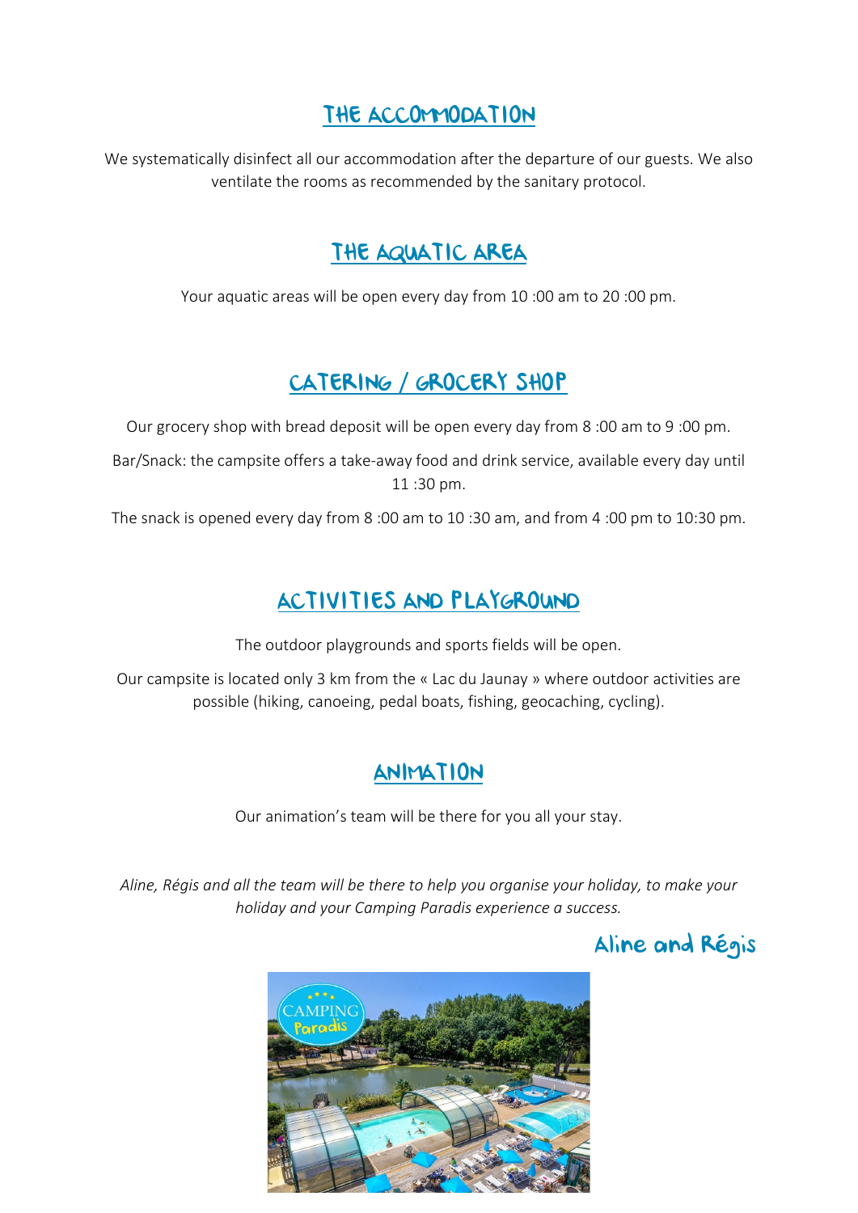## THE ACCOMMODATION

We systematically disinfect all our accommodation after the departure of our guests. We also ventilate the rooms as recommended by the sanitary protocol.

## THE AQUATIC AREA

Your aquatic areas will be open every day from 10 :00 am to 20 :00 pm.

## CATERING / GROCERY SHOP

Our grocery shop with bread deposit will be open every day from 8 :00 am to 9 :00 pm.

Bar/Snack: the campsite offers a take-away food and drink service, available every day until 11 :30 pm.

The snack is opened every day from 8 :00 am to 10 :30 am, and from 4 :00 pm to 10:30 pm.

## ACTIVITIES AND PLAYGROUND

The outdoor playgrounds and sports fields will be open.

Our campsite is located only 3 km from the « Lac du Jaunay » where outdoor activities are possible (hiking, canoeing, pedal boats, fishing, geocaching, cycling).

## ANIMATION

Our animation's team will be there for you all your stay.

*Aline, Régis and all the team will be there to help you organise your holiday, to make your holiday and your Camping Paradis experience a success.*

Aline and Régis